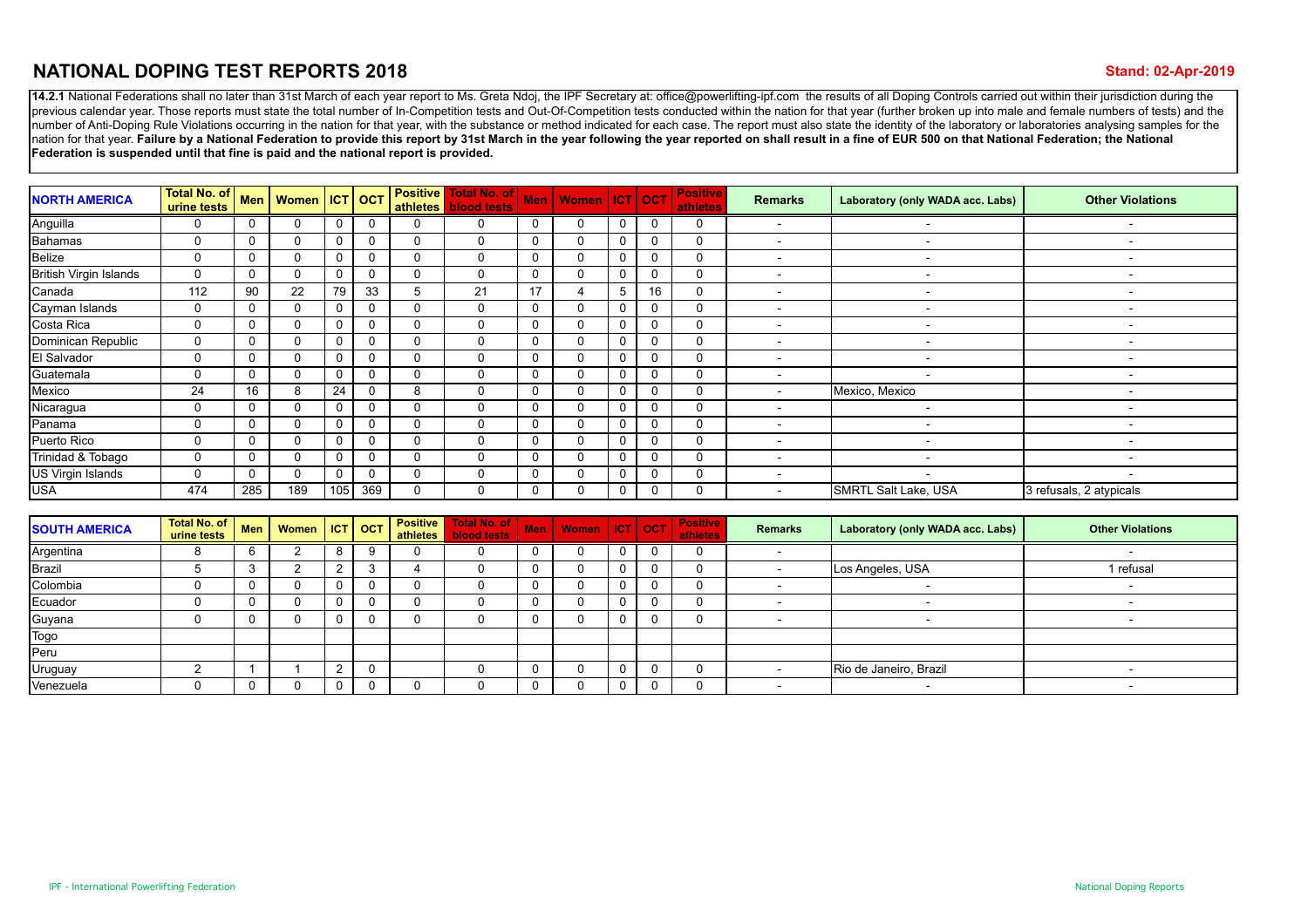# NATIONAL DOPING TEST REPORTS 2018

**Stand: 02-Apr-2019**

**14.2.1** National Federations shall no later than 31st March of each year report to Ms. Greta Ndoj, the IPF Secretary at: office@powerlifting-ipf.com the results of all Doping Controls carried out within their jurisdiction during the previous calendar year. Those reports must state the total number of In-Competition tests and Out-Of-Competition tests conducted within the nation for that year (further broken up into male and female numbers of tests) and the number of Anti-Doping Rule Violations occurring in the nation for that year, with the substance or method indicated for each case. The report must also state the identity of the laboratory or laboratories analysing samples for the nation for that year. **Failure by a National Federation to provide this report by 31st March in the year following the year reported on shall result in a fine of EUR 500 on that National Federation; the National Federation is suspended until that fine is paid and the national report is provided.**

| NORTH AMERICA | Total No. of urine tests | Men | Women | ICT | OCT | Positive athletes | Total No. of blood tests | Men | Women | ICT | OCT | Positive athletes | Remarks | Laboratory (only WADA acc. Labs) | Other Violations |
|---|---|---|---|---|---|---|---|---|---|---|---|---|---|---|---|
| Anguilla | 0 | 0 | 0 | 0 | 0 | 0 | 0 | 0 | 0 | 0 | 0 | 0 | - | - | - |
| Bahamas | 0 | 0 | 0 | 0 | 0 | 0 | 0 | 0 | 0 | 0 | 0 | 0 | - | - | - |
| Belize | 0 | 0 | 0 | 0 | 0 | 0 | 0 | 0 | 0 | 0 | 0 | 0 | - | - | - |
| British Virgin Islands | 0 | 0 | 0 | 0 | 0 | 0 | 0 | 0 | 0 | 0 | 0 | 0 | - | - | - |
| Canada | 112 | 90 | 22 | 79 | 33 | 5 | 21 | 17 | 4 | 5 | 16 | 0 | - | - | - |
| Cayman Islands | 0 | 0 | 0 | 0 | 0 | 0 | 0 | 0 | 0 | 0 | 0 | 0 | - | - | - |
| Costa Rica | 0 | 0 | 0 | 0 | 0 | 0 | 0 | 0 | 0 | 0 | 0 | 0 | - | - | - |
| Dominican Republic | 0 | 0 | 0 | 0 | 0 | 0 | 0 | 0 | 0 | 0 | 0 | 0 | - | - | - |
| El Salvador | 0 | 0 | 0 | 0 | 0 | 0 | 0 | 0 | 0 | 0 | 0 | 0 | - | - | - |
| Guatemala | 0 | 0 | 0 | 0 | 0 | 0 | 0 | 0 | 0 | 0 | 0 | 0 | - | - | - |
| Mexico | 24 | 16 | 8 | 24 | 0 | 8 | 0 | 0 | 0 | 0 | 0 | 0 | - | Mexico, Mexico | - |
| Nicaragua | 0 | 0 | 0 | 0 | 0 | 0 | 0 | 0 | 0 | 0 | 0 | 0 | - | - | - |
| Panama | 0 | 0 | 0 | 0 | 0 | 0 | 0 | 0 | 0 | 0 | 0 | 0 | - | - | - |
| Puerto Rico | 0 | 0 | 0 | 0 | 0 | 0 | 0 | 0 | 0 | 0 | 0 | 0 | - | - | - |
| Trinidad & Tobago | 0 | 0 | 0 | 0 | 0 | 0 | 0 | 0 | 0 | 0 | 0 | 0 | - | - | - |
| US Virgin Islands | 0 | 0 | 0 | 0 | 0 | 0 | 0 | 0 | 0 | 0 | 0 | 0 | - | - | - |
| USA | 474 | 285 | 189 | 105 | 369 | 0 | 0 | 0 | 0 | 0 | 0 | 0 | - | SMRTL Salt Lake, USA | 3 refusals, 2 atypicals |

| SOUTH AMERICA | Total No. of urine tests | Men | Women | ICT | OCT | Positive athletes | Total No. of blood tests | Men | Women | ICT | OCT | Positive athletes | Remarks | Laboratory (only WADA acc. Labs) | Other Violations |
|---|---|---|---|---|---|---|---|---|---|---|---|---|---|---|---|
| Argentina | 8 | 6 | 2 | 8 | 9 | 0 | 0 | 0 | 0 | 0 | 0 | 0 | - | | - |
| Brazil | 5 | 3 | 2 | 2 | 3 | 4 | 0 | 0 | 0 | 0 | 0 | 0 | - | Los Angeles, USA | 1 refusal |
| Colombia | 0 | 0 | 0 | 0 | 0 | 0 | 0 | 0 | 0 | 0 | 0 | 0 | - | - | - |
| Ecuador | 0 | 0 | 0 | 0 | 0 | 0 | 0 | 0 | 0 | 0 | 0 | 0 | - | - | - |
| Guyana | 0 | 0 | 0 | 0 | 0 | 0 | 0 | 0 | 0 | 0 | 0 | 0 | - | - | - |
| Togo | | | | | | | | | | | | | | | |
| Peru | | | | | | | | | | | | | | | |
| Uruguay | 2 | 1 | 1 | 2 | 0 | | 0 | 0 | 0 | 0 | 0 | 0 | - | Rio de Janeiro, Brazil | - |
| Venezuela | 0 | 0 | 0 | 0 | 0 | 0 | 0 | 0 | 0 | 0 | 0 | 0 | - | - | - |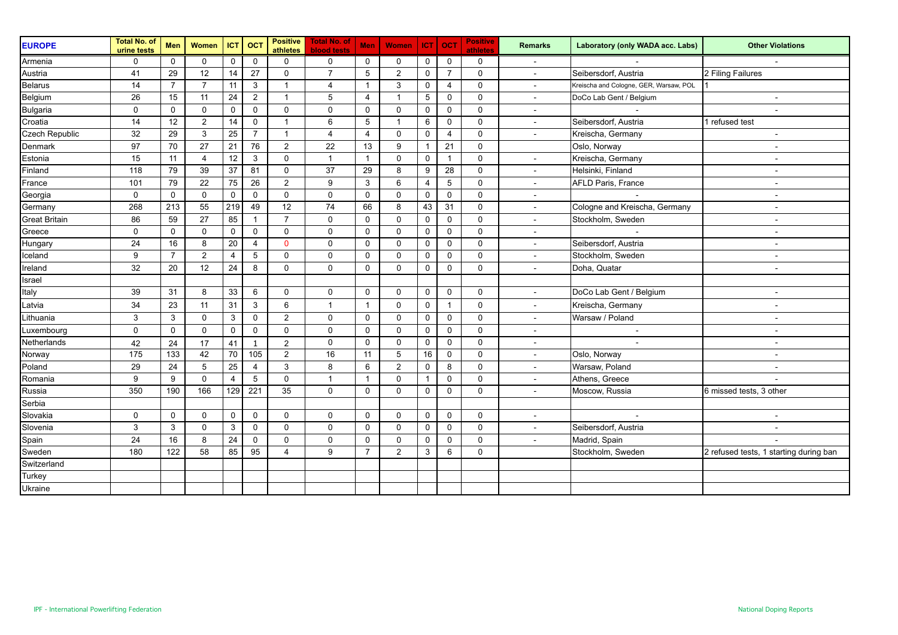| EUROPE | Total No. of urine tests | Men | Women | ICT | OCT | Positive athletes | Total No. of blood tests | Men | Women | ICT | OCT | Positive athletes | Remarks | Laboratory (only WADA acc. Labs) | Other Violations |
|---|---|---|---|---|---|---|---|---|---|---|---|---|---|---|---|
| Armenia | 0 | 0 | 0 | 0 | 0 | 0 | 0 | 0 | 0 | 0 | 0 | 0 | - | - | - |
| Austria | 41 | 29 | 12 | 14 | 27 | 0 | 7 | 5 | 2 | 0 | 7 | 0 | - | Seibersdorf, Austria | 2 Filing Failures |
| Belarus | 14 | 7 | 7 | 11 | 3 | 1 | 4 | 1 | 3 | 0 | 4 | 0 | - | Kreischa and Cologne, GER, Warsaw, POL | 1 |
| Belgium | 26 | 15 | 11 | 24 | 2 | 1 | 5 | 4 | 1 | 5 | 0 | 0 | - | DoCo Lab Gent / Belgium | - |
| Bulgaria | 0 | 0 | 0 | 0 | 0 | 0 | 0 | 0 | 0 | 0 | 0 | 0 | - | - | - |
| Croatia | 14 | 12 | 2 | 14 | 0 | 1 | 6 | 5 | 1 | 6 | 0 | 0 | - | Seibersdorf, Austria | 1 refused test |
| Czech Republic | 32 | 29 | 3 | 25 | 7 | 1 | 4 | 4 | 0 | 0 | 4 | 0 | - | Kreischa, Germany | - |
| Denmark | 97 | 70 | 27 | 21 | 76 | 2 | 22 | 13 | 9 | 1 | 21 | 0 | | Oslo, Norway | - |
| Estonia | 15 | 11 | 4 | 12 | 3 | 0 | 1 | 1 | 0 | 0 | 1 | 0 | - | Kreischa, Germany | - |
| Finland | 118 | 79 | 39 | 37 | 81 | 0 | 37 | 29 | 8 | 9 | 28 | 0 | - | Helsinki, Finland | - |
| France | 101 | 79 | 22 | 75 | 26 | 2 | 9 | 3 | 6 | 4 | 5 | 0 | - | AFLD Paris, France | - |
| Georgia | 0 | 0 | 0 | 0 | 0 | 0 | 0 | 0 | 0 | 0 | 0 | 0 | - | - | - |
| Germany | 268 | 213 | 55 | 219 | 49 | 12 | 74 | 66 | 8 | 43 | 31 | 0 | - | Cologne and Kreischa, Germany | - |
| Great Britain | 86 | 59 | 27 | 85 | 1 | 7 | 0 | 0 | 0 | 0 | 0 | 0 | - | Stockholm, Sweden | - |
| Greece | 0 | 0 | 0 | 0 | 0 | 0 | 0 | 0 | 0 | 0 | 0 | 0 | - | - | - |
| Hungary | 24 | 16 | 8 | 20 | 4 | 0 | 0 | 0 | 0 | 0 | 0 | 0 | - | Seibersdorf, Austria | - |
| Iceland | 9 | 7 | 2 | 4 | 5 | 0 | 0 | 0 | 0 | 0 | 0 | 0 | - | Stockholm, Sweden | - |
| Ireland | 32 | 20 | 12 | 24 | 8 | 0 | 0 | 0 | 0 | 0 | 0 | 0 | - | Doha, Quatar | - |
| Israel | | | | | | | | | | | | | | | |
| Italy | 39 | 31 | 8 | 33 | 6 | 0 | 0 | 0 | 0 | 0 | 0 | 0 | - | DoCo Lab Gent / Belgium | - |
| Latvia | 34 | 23 | 11 | 31 | 3 | 6 | 1 | 1 | 0 | 0 | 1 | 0 | - | Kreischa, Germany | - |
| Lithuania | 3 | 3 | 0 | 3 | 0 | 2 | 0 | 0 | 0 | 0 | 0 | 0 | - | Warsaw / Poland | - |
| Luxembourg | 0 | 0 | 0 | 0 | 0 | 0 | 0 | 0 | 0 | 0 | 0 | 0 | - | - | - |
| Netherlands | 42 | 24 | 17 | 41 | 1 | 2 | 0 | 0 | 0 | 0 | 0 | 0 | - | - | - |
| Norway | 175 | 133 | 42 | 70 | 105 | 2 | 16 | 11 | 5 | 16 | 0 | 0 | - | Oslo, Norway | - |
| Poland | 29 | 24 | 5 | 25 | 4 | 3 | 8 | 6 | 2 | 0 | 8 | 0 | - | Warsaw, Poland | - |
| Romania | 9 | 9 | 0 | 4 | 5 | 0 | 1 | 1 | 0 | 1 | 0 | 0 | - | Athens, Greece | - |
| Russia | 350 | 190 | 166 | 129 | 221 | 35 | 0 | 0 | 0 | 0 | 0 | 0 | - | Moscow, Russia | 6 missed tests, 3 other |
| Serbia | | | | | | | | | | | | | | | |
| Slovakia | 0 | 0 | 0 | 0 | 0 | 0 | 0 | 0 | 0 | 0 | 0 | 0 | - | - | - |
| Slovenia | 3 | 3 | 0 | 3 | 0 | 0 | 0 | 0 | 0 | 0 | 0 | 0 | - | Seibersdorf, Austria | - |
| Spain | 24 | 16 | 8 | 24 | 0 | 0 | 0 | 0 | 0 | 0 | 0 | 0 | - | Madrid, Spain | - |
| Sweden | 180 | 122 | 58 | 85 | 95 | 4 | 9 | 7 | 2 | 3 | 6 | 0 | | Stockholm, Sweden | 2 refused tests, 1 starting during ban |
| Switzerland | | | | | | | | | | | | | | | |
| Turkey | | | | | | | | | | | | | | | |
| Ukraine | | | | | | | | | | | | | | | |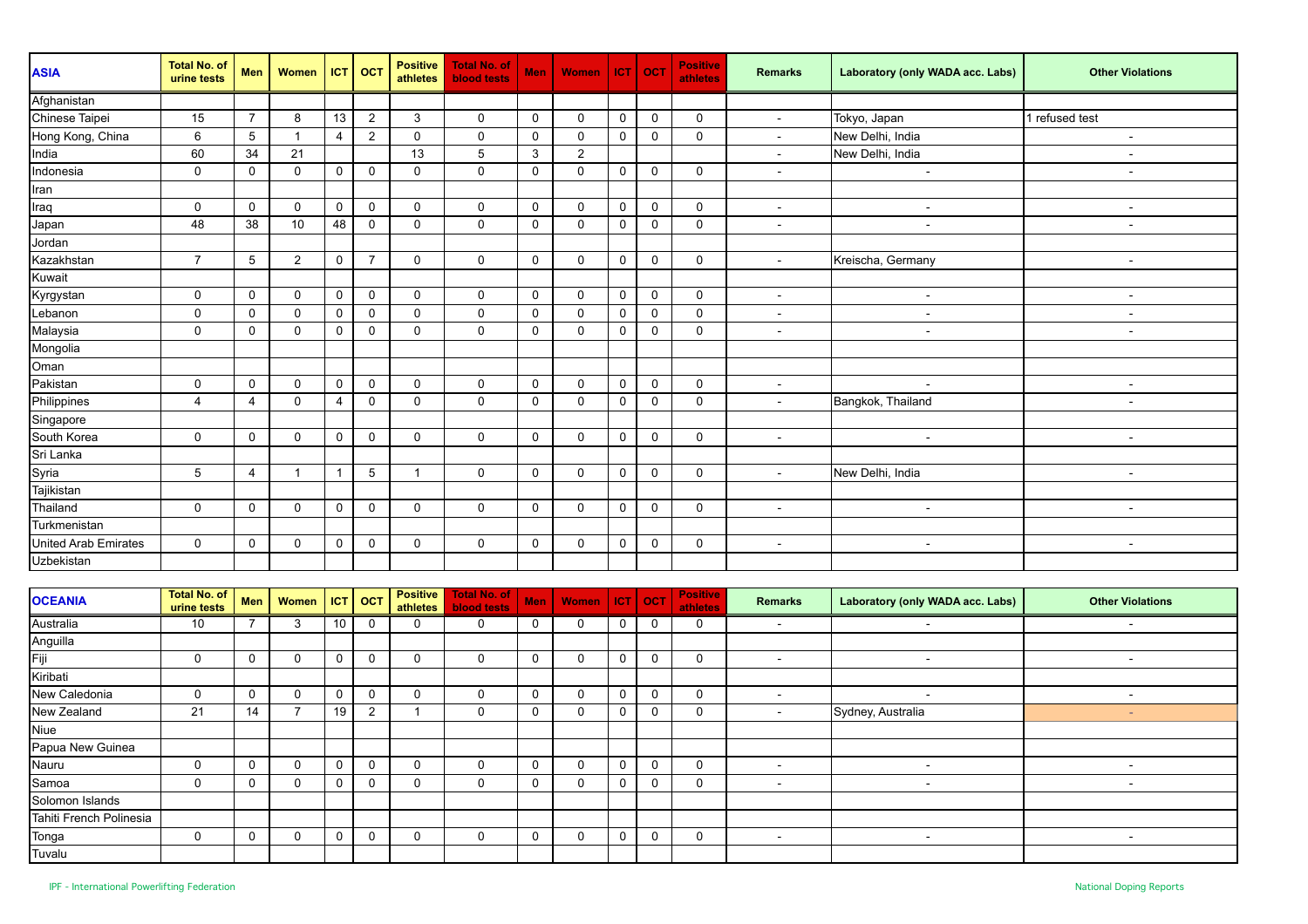| ASIA | Total No. of urine tests | Men | Women | ICT | OCT | Positive athletes | Total No. of blood tests | Men | Women | ICT | OCT | Positive athletes | Remarks | Laboratory (only WADA acc. Labs) | Other Violations |
|---|---|---|---|---|---|---|---|---|---|---|---|---|---|---|---|
| Afghanistan | | | | | | | | | | | | | | | |
| Chinese Taipei | 15 | 7 | 8 | 13 | 2 | 3 | 0 | 0 | 0 | 0 | 0 | 0 | - | Tokyo, Japan | 1 refused test |
| Hong Kong, China | 6 | 5 | 1 | 4 | 2 | 0 | 0 | 0 | 0 | 0 | 0 | 0 | - | New Delhi, India | - |
| India | 60 | 34 | 21 | | | 13 | 5 | 3 | 2 | | | | - | New Delhi, India | - |
| Indonesia | 0 | 0 | 0 | 0 | 0 | 0 | 0 | 0 | 0 | 0 | 0 | 0 | - | - | - |
| Iran | | | | | | | | | | | | | | | |
| Iraq | 0 | 0 | 0 | 0 | 0 | 0 | 0 | 0 | 0 | 0 | 0 | 0 | - | - | - |
| Japan | 48 | 38 | 10 | 48 | 0 | 0 | 0 | 0 | 0 | 0 | 0 | 0 | - | - | - |
| Jordan | | | | | | | | | | | | | | | |
| Kazakhstan | 7 | 5 | 2 | 0 | 7 | 0 | 0 | 0 | 0 | 0 | 0 | 0 | - | Kreischa, Germany | - |
| Kuwait | | | | | | | | | | | | | | | |
| Kyrgystan | 0 | 0 | 0 | 0 | 0 | 0 | 0 | 0 | 0 | 0 | 0 | 0 | - | - | - |
| Lebanon | 0 | 0 | 0 | 0 | 0 | 0 | 0 | 0 | 0 | 0 | 0 | 0 | - | - | - |
| Malaysia | 0 | 0 | 0 | 0 | 0 | 0 | 0 | 0 | 0 | 0 | 0 | 0 | - | - | - |
| Mongolia | | | | | | | | | | | | | | | |
| Oman | | | | | | | | | | | | | | | |
| Pakistan | 0 | 0 | 0 | 0 | 0 | 0 | 0 | 0 | 0 | 0 | 0 | 0 | - | - | - |
| Philippines | 4 | 4 | 0 | 4 | 0 | 0 | 0 | 0 | 0 | 0 | 0 | 0 | - | Bangkok, Thailand | - |
| Singapore | | | | | | | | | | | | | | | |
| South Korea | 0 | 0 | 0 | 0 | 0 | 0 | 0 | 0 | 0 | 0 | 0 | 0 | - | - | - |
| Sri Lanka | | | | | | | | | | | | | | | |
| Syria | 5 | 4 | 1 | 1 | 5 | 1 | 0 | 0 | 0 | 0 | 0 | 0 | - | New Delhi, India | - |
| Tajikistan | | | | | | | | | | | | | | | |
| Thailand | 0 | 0 | 0 | 0 | 0 | 0 | 0 | 0 | 0 | 0 | 0 | 0 | - | - | - |
| Turkmenistan | | | | | | | | | | | | | | | |
| United Arab Emirates | 0 | 0 | 0 | 0 | 0 | 0 | 0 | 0 | 0 | 0 | 0 | 0 | - | - | - |
| Uzbekistan | | | | | | | | | | | | | | | |

| OCEANIA | Total No. of urine tests | Men | Women | ICT | OCT | Positive athletes | Total No. of blood tests | Men | Women | ICT | OCT | Positive athletes | Remarks | Laboratory (only WADA acc. Labs) | Other Violations |
|---|---|---|---|---|---|---|---|---|---|---|---|---|---|---|---|
| Australia | 10 | 7 | 3 | 10 | 0 | 0 | 0 | 0 | 0 | 0 | 0 | 0 | - | - | - |
| Anguilla | | | | | | | | | | | | | | | |
| Fiji | 0 | 0 | 0 | 0 | 0 | 0 | 0 | 0 | 0 | 0 | 0 | 0 | - | - | - |
| Kiribati | | | | | | | | | | | | | | | |
| New Caledonia | 0 | 0 | 0 | 0 | 0 | 0 | 0 | 0 | 0 | 0 | 0 | 0 | - | - | - |
| New Zealand | 21 | 14 | 7 | 19 | 2 | 1 | 0 | 0 | 0 | 0 | 0 | 0 | - | Sydney, Australia | - |
| Niue | | | | | | | | | | | | | | | |
| Papua New Guinea | | | | | | | | | | | | | | | |
| Nauru | 0 | 0 | 0 | 0 | 0 | 0 | 0 | 0 | 0 | 0 | 0 | 0 | - | - | - |
| Samoa | 0 | 0 | 0 | 0 | 0 | 0 | 0 | 0 | 0 | 0 | 0 | 0 | - | - | - |
| Solomon Islands | | | | | | | | | | | | | | | |
| Tahiti French Polinesia | | | | | | | | | | | | | | | |
| Tonga | 0 | 0 | 0 | 0 | 0 | 0 | 0 | 0 | 0 | 0 | 0 | 0 | - | - | - |
| Tuvalu | | | | | | | | | | | | | | | |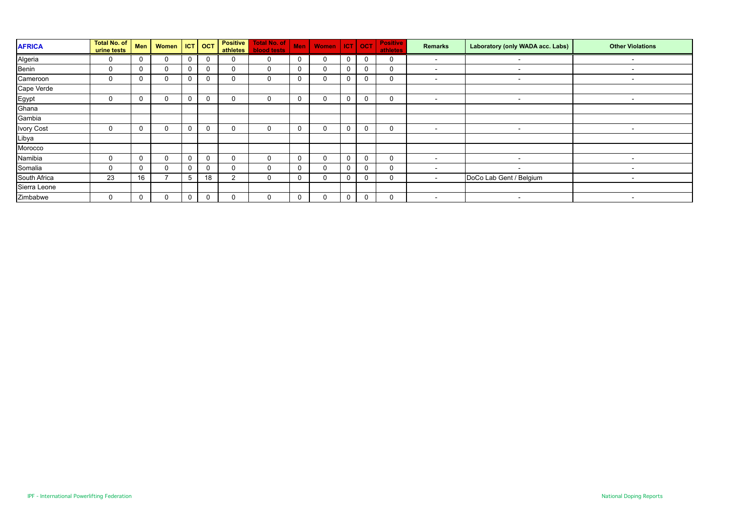| AFRICA | Total No. of urine tests | Men | Women | ICT | OCT | Positive athletes | Total No. of blood tests | Men | Women | ICT | OCT | Positive athletes | Remarks | Laboratory (only WADA acc. Labs) | Other Violations |
|---|---|---|---|---|---|---|---|---|---|---|---|---|---|---|---|
| Algeria | 0 | 0 | 0 | 0 | 0 | 0 | 0 | 0 | 0 | 0 | 0 | 0 | - | - | - |
| Benin | 0 | 0 | 0 | 0 | 0 | 0 | 0 | 0 | 0 | 0 | 0 | 0 | - | - | - |
| Cameroon | 0 | 0 | 0 | 0 | 0 | 0 | 0 | 0 | 0 | 0 | 0 | 0 | - | - | - |
| Cape Verde | | | | | | | | | | | | | | | |
| Egypt | 0 | 0 | 0 | 0 | 0 | 0 | 0 | 0 | 0 | 0 | 0 | 0 | - | - | - |
| Ghana | | | | | | | | | | | | | | | |
| Gambia | | | | | | | | | | | | | | | |
| Ivory Cost | 0 | 0 | 0 | 0 | 0 | 0 | 0 | 0 | 0 | 0 | 0 | 0 | - | - | - |
| Libya | | | | | | | | | | | | | | | |
| Morocco | | | | | | | | | | | | | | | |
| Namibia | 0 | 0 | 0 | 0 | 0 | 0 | 0 | 0 | 0 | 0 | 0 | 0 | - | - | - |
| Somalia | 0 | 0 | 0 | 0 | 0 | 0 | 0 | 0 | 0 | 0 | 0 | 0 | - | - | - |
| South Africa | 23 | 16 | 7 | 5 | 18 | 2 | 0 | 0 | 0 | 0 | 0 | 0 | - | DoCo Lab Gent / Belgium | - |
| Sierra Leone | | | | | | | | | | | | | | | |
| Zimbabwe | 0 | 0 | 0 | 0 | 0 | 0 | 0 | 0 | 0 | 0 | 0 | 0 | - | - | - |